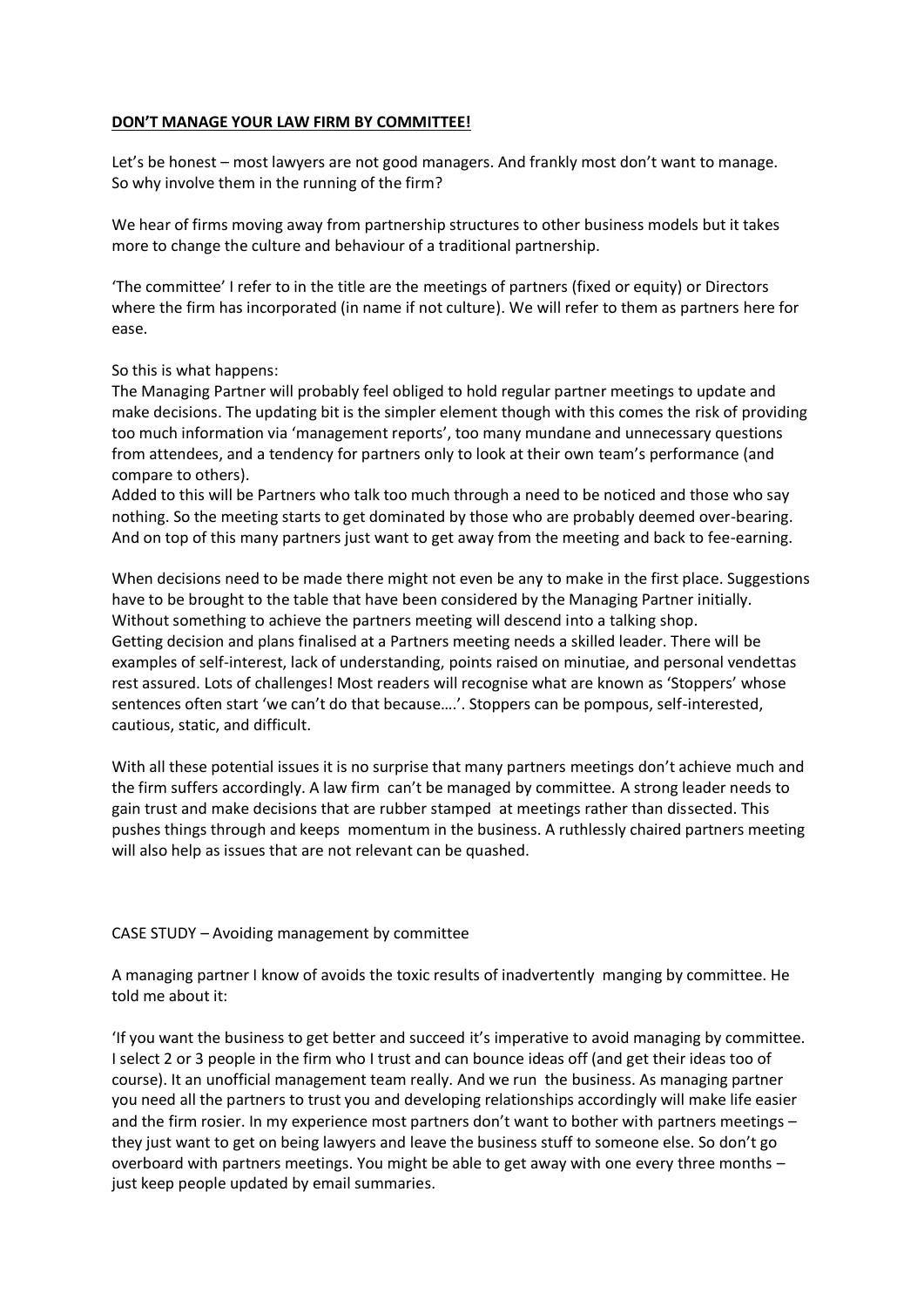**<u>DON'T MANAGE YOUR LAW FIRM BY COMMITTEE!</u>**

Let's be honest – most lawyers are not good managers. And frankly most don't want to manage. So why involve them in the running of the firm?

We hear of firms moving away from partnership structures to other business models but it takes more to change the culture and behaviour of a traditional partnership.

'The committee' I refer to in the title are the meetings of partners (fixed or equity) or Directors where the firm has incorporated (in name if not culture). We will refer to them as partners here for ease.

So this is what happens:
The Managing Partner will probably feel obliged to hold regular partner meetings to update and make decisions. The updating bit is the simpler element though with this comes the risk of providing too much information via 'management reports', too many mundane and unnecessary questions from attendees, and a tendency for partners only to look at their own team's performance (and compare to others).
Added to this will be Partners who talk too much through a need to be noticed and those who say nothing. So the meeting starts to get dominated by those who are probably deemed over-bearing. And on top of this many partners just want to get away from the meeting and back to fee-earning.

When decisions need to be made there might not even be any to make in the first place. Suggestions have to be brought to the table that have been considered by the Managing Partner initially. Without something to achieve the partners meeting will descend into a talking shop.
Getting decision and plans finalised at a Partners meeting needs a skilled leader. There will be examples of self-interest, lack of understanding, points raised on minutiae, and personal vendettas rest assured. Lots of challenges! Most readers will recognise what are known as 'Stoppers' whose sentences often start 'we can't do that because….'. Stoppers can be pompous, self-interested, cautious, static, and difficult.

With all these potential issues it is no surprise that many partners meetings don't achieve much and the firm suffers accordingly. A law firm can't be managed by committee. A strong leader needs to gain trust and make decisions that are rubber stamped at meetings rather than dissected. This pushes things through and keeps momentum in the business. A ruthlessly chaired partners meeting will also help as issues that are not relevant can be quashed.

CASE STUDY – Avoiding management by committee

A managing partner I know of avoids the toxic results of inadvertently manging by committee. He told me about it:

'If you want the business to get better and succeed it's imperative to avoid managing by committee. I select 2 or 3 people in the firm who I trust and can bounce ideas off (and get their ideas too of course). It an unofficial management team really. And we run the business. As managing partner you need all the partners to trust you and developing relationships accordingly will make life easier and the firm rosier. In my experience most partners don't want to bother with partners meetings – they just want to get on being lawyers and leave the business stuff to someone else. So don't go overboard with partners meetings. You might be able to get away with one every three months – just keep people updated by email summaries.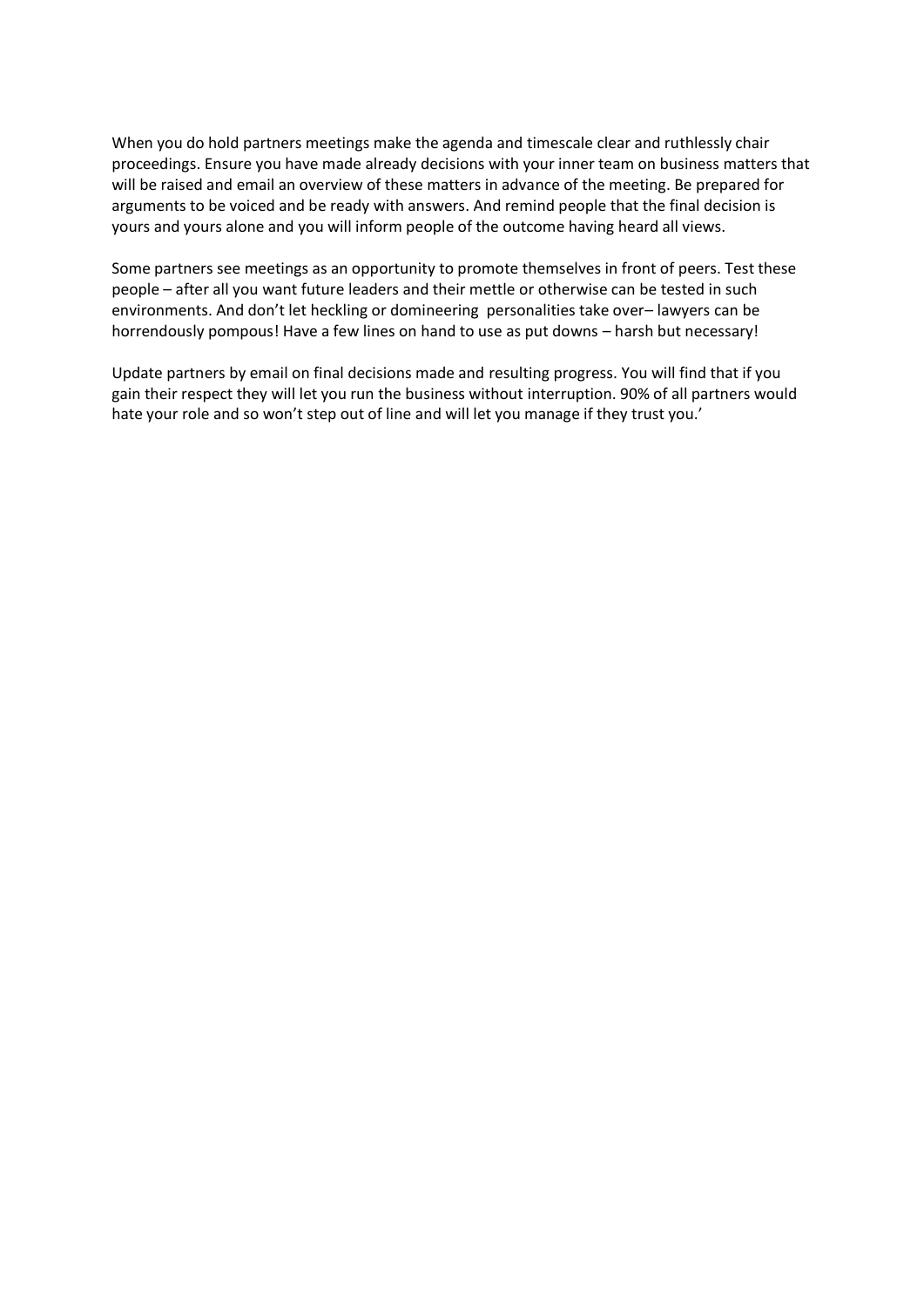When you do hold partners meetings make the agenda and timescale clear and ruthlessly chair proceedings. Ensure you have made already decisions with your inner team on business matters that will be raised and email an overview of these matters in advance of the meeting. Be prepared for arguments to be voiced and be ready with answers. And remind people that the final decision is yours and yours alone and you will inform people of the outcome having heard all views.

Some partners see meetings as an opportunity to promote themselves in front of peers. Test these people – after all you want future leaders and their mettle or otherwise can be tested in such environments. And don't let heckling or domineering personalities take over– lawyers can be horrendously pompous! Have a few lines on hand to use as put downs – harsh but necessary!

Update partners by email on final decisions made and resulting progress. You will find that if you gain their respect they will let you run the business without interruption. 90% of all partners would hate your role and so won't step out of line and will let you manage if they trust you.'